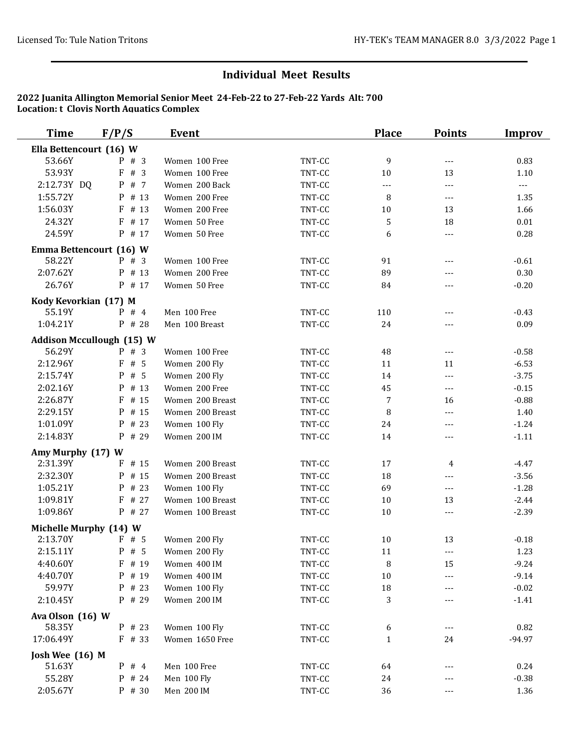# Individual Meet Results

**2022 Juanita Allington Memorial Senior Meet 24-Feb-22 to 27-Feb-22 Yards Alt: 700**
**Location: t Clovis North Aquatics Complex**

| Time | F/P/S | Event | | Place | Points | Improv |
|---|---|---|---|---|---|---|
| **Ella Bettencourt (16) W** | | | | | | |
| 53.66Y | P # 3 | Women 100 Free | TNT-CC | 9 | --- | 0.83 |
| 53.93Y | F # 3 | Women 100 Free | TNT-CC | 10 | 13 | 1.10 |
| 2:12.73Y DQ | P # 7 | Women 200 Back | TNT-CC | --- | --- | --- |
| 1:55.72Y | P # 13 | Women 200 Free | TNT-CC | 8 | --- | 1.35 |
| 1:56.03Y | F # 13 | Women 200 Free | TNT-CC | 10 | 13 | 1.66 |
| 24.32Y | F # 17 | Women 50 Free | TNT-CC | 5 | 18 | 0.01 |
| 24.59Y | P # 17 | Women 50 Free | TNT-CC | 6 | --- | 0.28 |
| **Emma Bettencourt (16) W** | | | | | | |
| 58.22Y | P # 3 | Women 100 Free | TNT-CC | 91 | --- | -0.61 |
| 2:07.62Y | P # 13 | Women 200 Free | TNT-CC | 89 | --- | 0.30 |
| 26.76Y | P # 17 | Women 50 Free | TNT-CC | 84 | --- | -0.20 |
| **Kody Kevorkian (17) M** | | | | | | |
| 55.19Y | P # 4 | Men 100 Free | TNT-CC | 110 | --- | -0.43 |
| 1:04.21Y | P # 28 | Men 100 Breast | TNT-CC | 24 | --- | 0.09 |
| **Addison Mccullough (15) W** | | | | | | |
| 56.29Y | P # 3 | Women 100 Free | TNT-CC | 48 | --- | -0.58 |
| 2:12.96Y | F # 5 | Women 200 Fly | TNT-CC | 11 | 11 | -6.53 |
| 2:15.74Y | P # 5 | Women 200 Fly | TNT-CC | 14 | --- | -3.75 |
| 2:02.16Y | P # 13 | Women 200 Free | TNT-CC | 45 | --- | -0.15 |
| 2:26.87Y | F # 15 | Women 200 Breast | TNT-CC | 7 | 16 | -0.88 |
| 2:29.15Y | P # 15 | Women 200 Breast | TNT-CC | 8 | --- | 1.40 |
| 1:01.09Y | P # 23 | Women 100 Fly | TNT-CC | 24 | --- | -1.24 |
| 2:14.83Y | P # 29 | Women 200 IM | TNT-CC | 14 | --- | -1.11 |
| **Amy Murphy (17) W** | | | | | | |
| 2:31.39Y | F # 15 | Women 200 Breast | TNT-CC | 17 | 4 | -4.47 |
| 2:32.30Y | P # 15 | Women 200 Breast | TNT-CC | 18 | --- | -3.56 |
| 1:05.21Y | P # 23 | Women 100 Fly | TNT-CC | 69 | --- | -1.28 |
| 1:09.81Y | F # 27 | Women 100 Breast | TNT-CC | 10 | 13 | -2.44 |
| 1:09.86Y | P # 27 | Women 100 Breast | TNT-CC | 10 | --- | -2.39 |
| **Michelle Murphy (14) W** | | | | | | |
| 2:13.70Y | F # 5 | Women 200 Fly | TNT-CC | 10 | 13 | -0.18 |
| 2:15.11Y | P # 5 | Women 200 Fly | TNT-CC | 11 | --- | 1.23 |
| 4:40.60Y | F # 19 | Women 400 IM | TNT-CC | 8 | 15 | -9.24 |
| 4:40.70Y | P # 19 | Women 400 IM | TNT-CC | 10 | --- | -9.14 |
| 59.97Y | P # 23 | Women 100 Fly | TNT-CC | 18 | --- | -0.02 |
| 2:10.45Y | P # 29 | Women 200 IM | TNT-CC | 3 | --- | -1.41 |
| **Ava Olson (16) W** | | | | | | |
| 58.35Y | P # 23 | Women 100 Fly | TNT-CC | 6 | --- | 0.82 |
| 17:06.49Y | F # 33 | Women 1650 Free | TNT-CC | 1 | 24 | -94.97 |
| **Josh Wee (16) M** | | | | | | |
| 51.63Y | P # 4 | Men 100 Free | TNT-CC | 64 | --- | 0.24 |
| 55.28Y | P # 24 | Men 100 Fly | TNT-CC | 24 | --- | -0.38 |
| 2:05.67Y | P # 30 | Men 200 IM | TNT-CC | 36 | --- | 1.36 |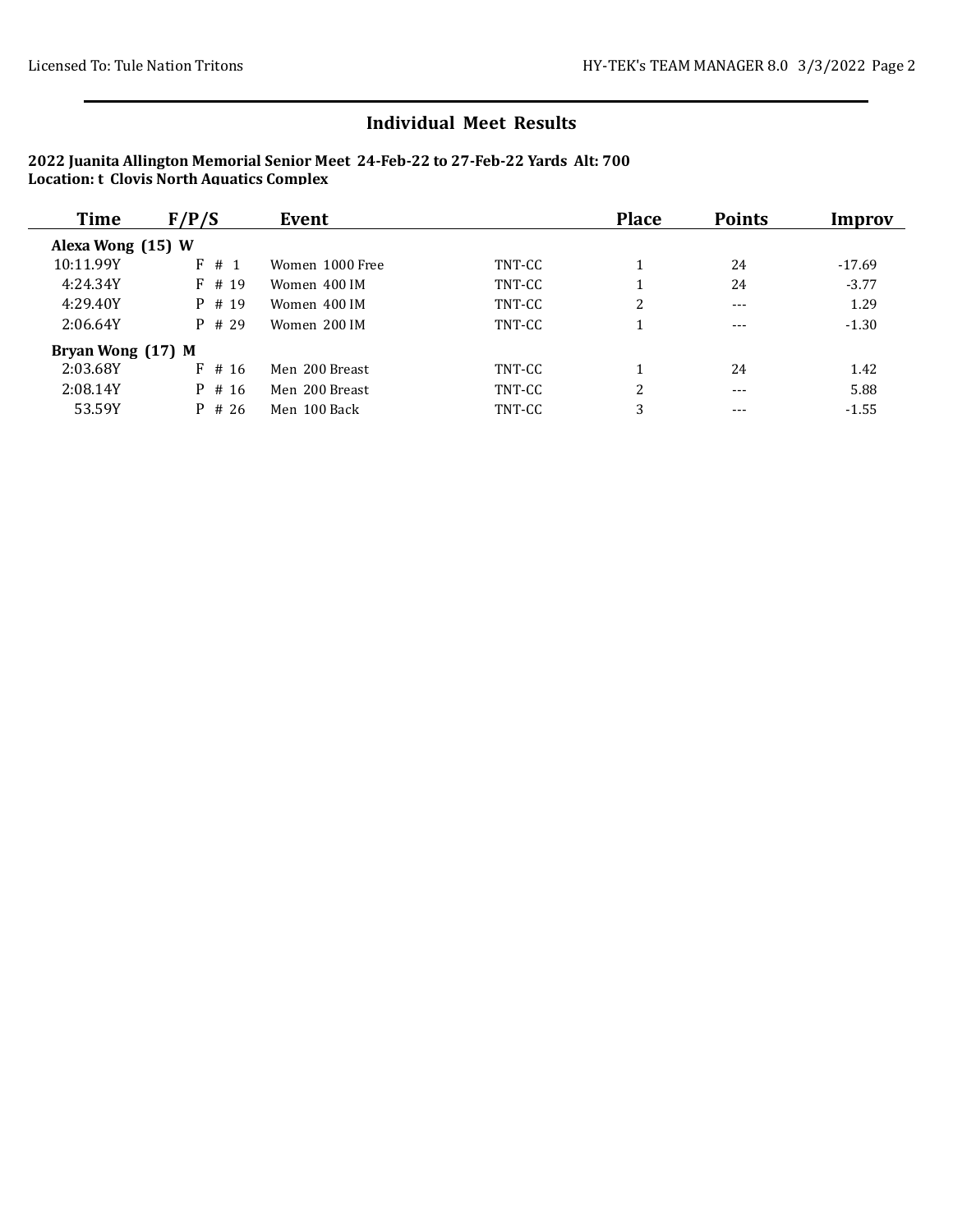## Individual Meet Results

**2022 Juanita Allington Memorial Senior Meet 24-Feb-22 to 27-Feb-22 Yards Alt: 700**
**Location: t Clovis North Aquatics Complex**

| Time | F/P/S | Event | | Place | Points | Improv |
|---|---|---|---|---|---|---|
| **Alexa Wong (15) W** | | | | | | |
| 10:11.99Y | F # 1 | Women 1000 Free | TNT-CC | 1 | 24 | -17.69 |
| 4:24.34Y | F # 19 | Women 400 IM | TNT-CC | 1 | 24 | -3.77 |
| 4:29.40Y | P # 19 | Women 400 IM | TNT-CC | 2 | --- | 1.29 |
| 2:06.64Y | P # 29 | Women 200 IM | TNT-CC | 1 | --- | -1.30 |
| **Bryan Wong (17) M** | | | | | | |
| 2:03.68Y | F # 16 | Men 200 Breast | TNT-CC | 1 | 24 | 1.42 |
| 2:08.14Y | P # 16 | Men 200 Breast | TNT-CC | 2 | --- | 5.88 |
| 53.59Y | P # 26 | Men 100 Back | TNT-CC | 3 | --- | -1.55 |